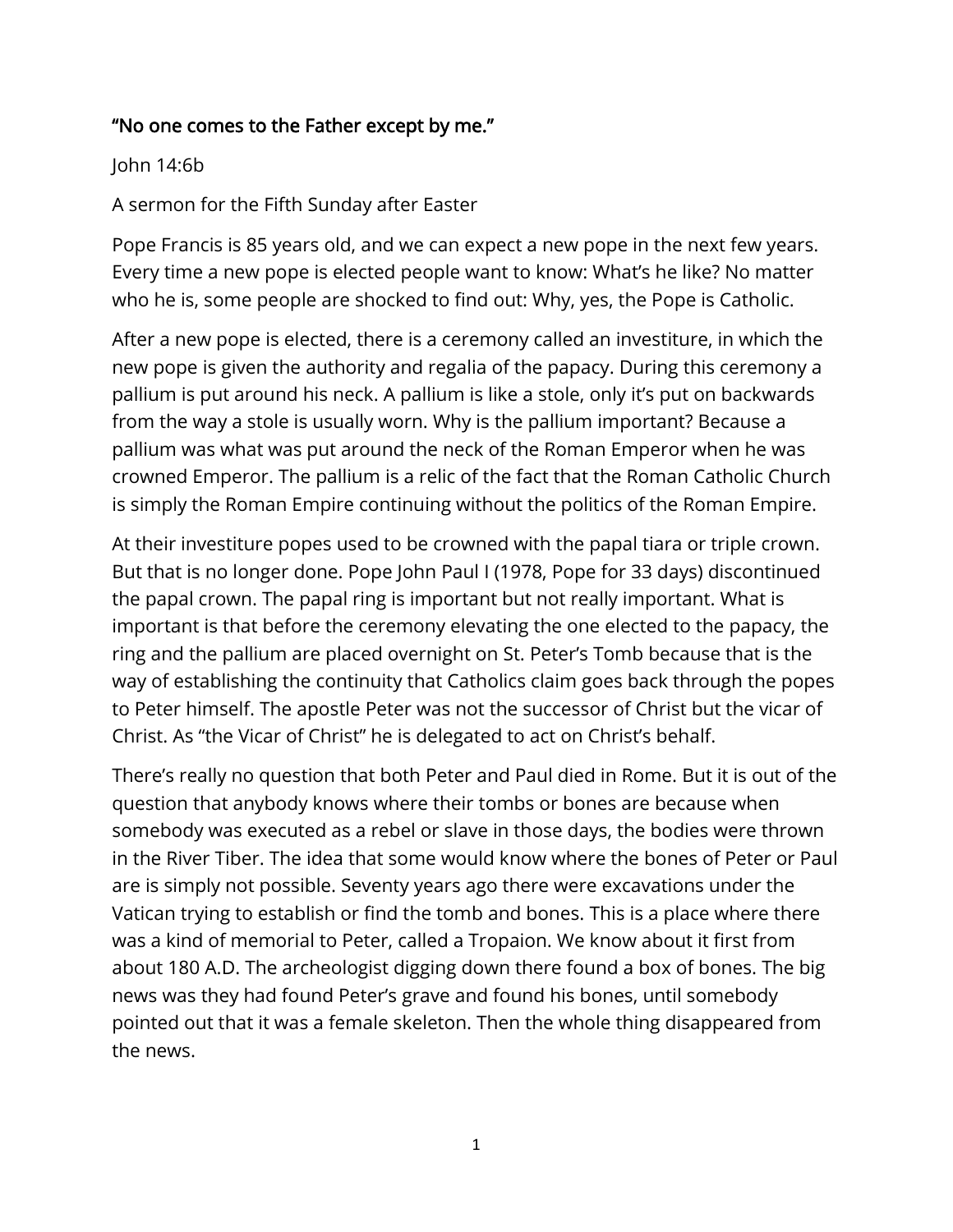**"No one comes to the Father except by me."**

John 14:6b

A sermon for the Fifth Sunday after Easter

Pope Francis is 85 years old, and we can expect a new pope in the next few years. Every time a new pope is elected people want to know: What's he like? No matter who he is, some people are shocked to find out: Why, yes, the Pope is Catholic.

After a new pope is elected, there is a ceremony called an investiture, in which the new pope is given the authority and regalia of the papacy. During this ceremony a pallium is put around his neck. A pallium is like a stole, only it's put on backwards from the way a stole is usually worn. Why is the pallium important? Because a pallium was what was put around the neck of the Roman Emperor when he was crowned Emperor. The pallium is a relic of the fact that the Roman Catholic Church is simply the Roman Empire continuing without the politics of the Roman Empire.

At their investiture popes used to be crowned with the papal tiara or triple crown. But that is no longer done. Pope John Paul I (1978, Pope for 33 days) discontinued the papal crown. The papal ring is important but not really important. What is important is that before the ceremony elevating the one elected to the papacy, the ring and the pallium are placed overnight on St. Peter's Tomb because that is the way of establishing the continuity that Catholics claim goes back through the popes to Peter himself. The apostle Peter was not the successor of Christ but the vicar of Christ. As "the Vicar of Christ" he is delegated to act on Christ's behalf.

There's really no question that both Peter and Paul died in Rome. But it is out of the question that anybody knows where their tombs or bones are because when somebody was executed as a rebel or slave in those days, the bodies were thrown in the River Tiber. The idea that some would know where the bones of Peter or Paul are is simply not possible. Seventy years ago there were excavations under the Vatican trying to establish or find the tomb and bones. This is a place where there was a kind of memorial to Peter, called a Tropaion. We know about it first from about 180 A.D. The archeologist digging down there found a box of bones. The big news was they had found Peter's grave and found his bones, until somebody pointed out that it was a female skeleton. Then the whole thing disappeared from the news.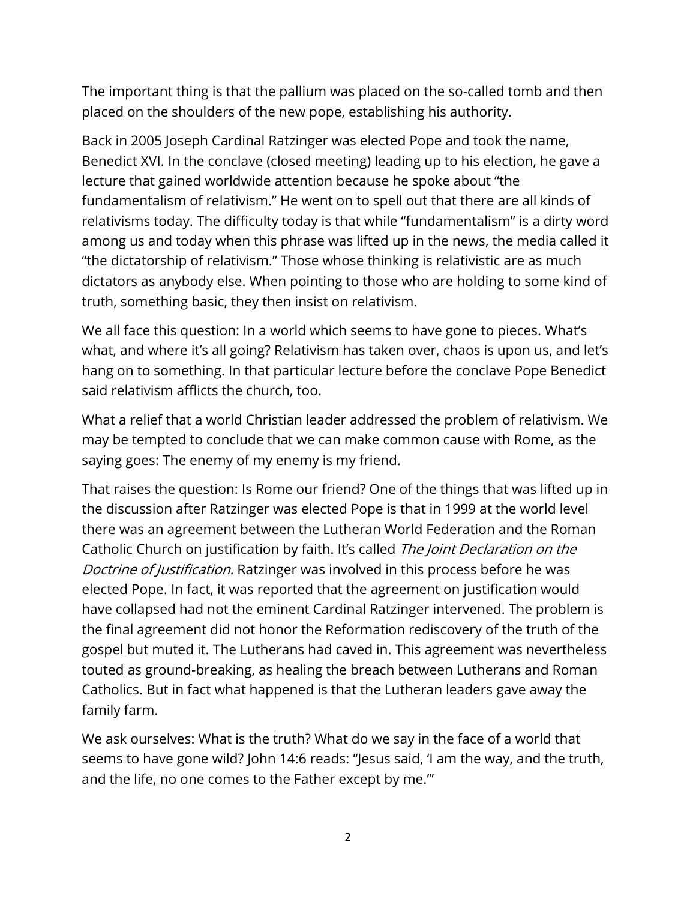The important thing is that the pallium was placed on the so-called tomb and then placed on the shoulders of the new pope, establishing his authority.

Back in 2005 Joseph Cardinal Ratzinger was elected Pope and took the name, Benedict XVI. In the conclave (closed meeting) leading up to his election, he gave a lecture that gained worldwide attention because he spoke about "the fundamentalism of relativism." He went on to spell out that there are all kinds of relativisms today. The difficulty today is that while "fundamentalism" is a dirty word among us and today when this phrase was lifted up in the news, the media called it "the dictatorship of relativism." Those whose thinking is relativistic are as much dictators as anybody else. When pointing to those who are holding to some kind of truth, something basic, they then insist on relativism.

We all face this question: In a world which seems to have gone to pieces. What's what, and where it's all going? Relativism has taken over, chaos is upon us, and let's hang on to something. In that particular lecture before the conclave Pope Benedict said relativism afflicts the church, too.

What a relief that a world Christian leader addressed the problem of relativism. We may be tempted to conclude that we can make common cause with Rome, as the saying goes: The enemy of my enemy is my friend.

That raises the question: Is Rome our friend? One of the things that was lifted up in the discussion after Ratzinger was elected Pope is that in 1999 at the world level there was an agreement between the Lutheran World Federation and the Roman Catholic Church on justification by faith. It's called *The Joint Declaration on the Doctrine of Justification.* Ratzinger was involved in this process before he was elected Pope. In fact, it was reported that the agreement on justification would have collapsed had not the eminent Cardinal Ratzinger intervened. The problem is the final agreement did not honor the Reformation rediscovery of the truth of the gospel but muted it. The Lutherans had caved in. This agreement was nevertheless touted as ground-breaking, as healing the breach between Lutherans and Roman Catholics. But in fact what happened is that the Lutheran leaders gave away the family farm.

We ask ourselves: What is the truth? What do we say in the face of a world that seems to have gone wild? John 14:6 reads: "Jesus said, 'I am the way, and the truth, and the life, no one comes to the Father except by me.'"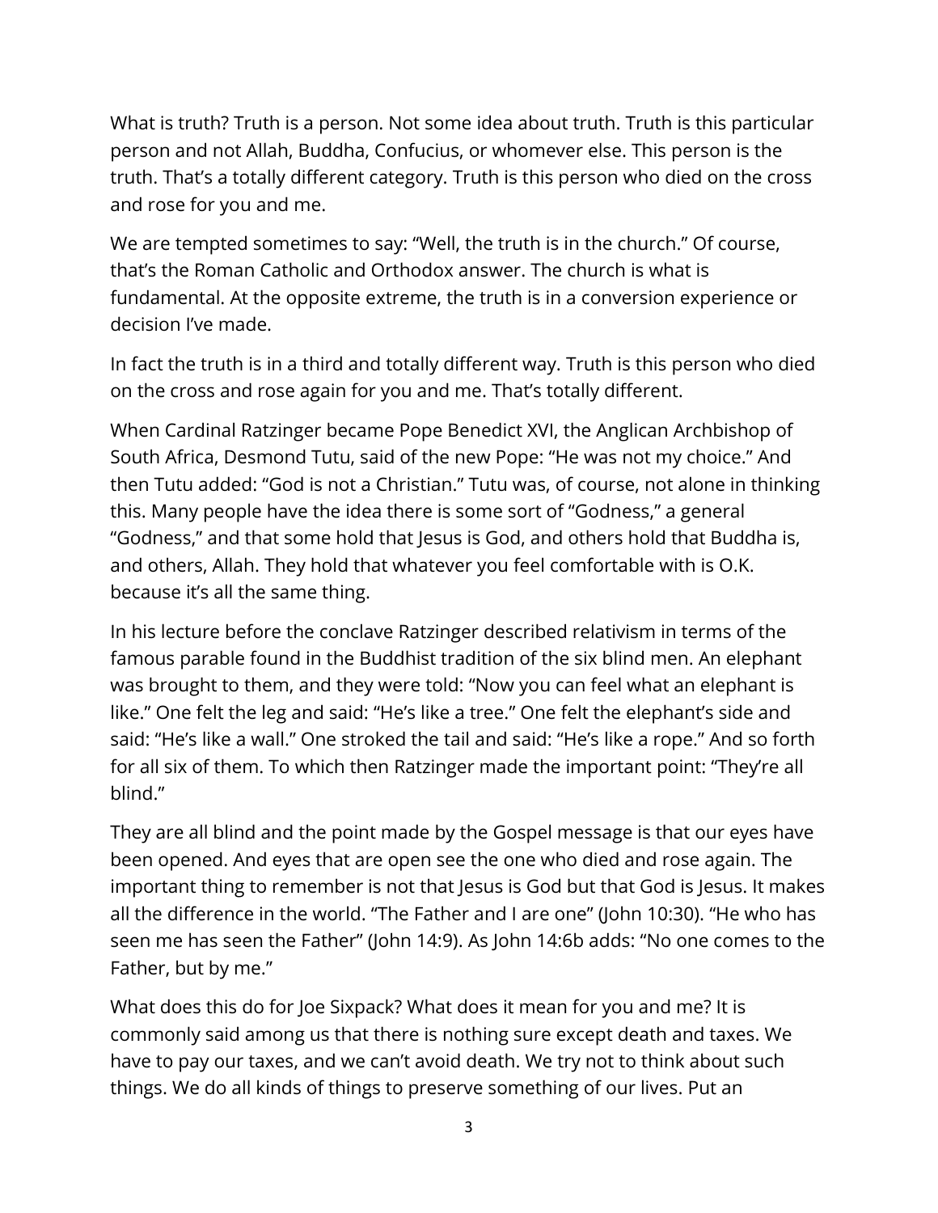What is truth? Truth is a person. Not some idea about truth. Truth is this particular person and not Allah, Buddha, Confucius, or whomever else. This person is the truth. That's a totally different category. Truth is this person who died on the cross and rose for you and me.

We are tempted sometimes to say: "Well, the truth is in the church." Of course, that's the Roman Catholic and Orthodox answer. The church is what is fundamental. At the opposite extreme, the truth is in a conversion experience or decision I've made.

In fact the truth is in a third and totally different way. Truth is this person who died on the cross and rose again for you and me. That's totally different.

When Cardinal Ratzinger became Pope Benedict XVI, the Anglican Archbishop of South Africa, Desmond Tutu, said of the new Pope: "He was not my choice." And then Tutu added: "God is not a Christian." Tutu was, of course, not alone in thinking this. Many people have the idea there is some sort of "Godness," a general "Godness," and that some hold that Jesus is God, and others hold that Buddha is, and others, Allah. They hold that whatever you feel comfortable with is O.K. because it's all the same thing.

In his lecture before the conclave Ratzinger described relativism in terms of the famous parable found in the Buddhist tradition of the six blind men. An elephant was brought to them, and they were told: "Now you can feel what an elephant is like." One felt the leg and said: "He's like a tree." One felt the elephant's side and said: "He's like a wall." One stroked the tail and said: "He's like a rope." And so forth for all six of them. To which then Ratzinger made the important point: "They're all blind."

They are all blind and the point made by the Gospel message is that our eyes have been opened. And eyes that are open see the one who died and rose again. The important thing to remember is not that Jesus is God but that God is Jesus. It makes all the difference in the world. "The Father and I are one" (John 10:30). "He who has seen me has seen the Father" (John 14:9). As John 14:6b adds: "No one comes to the Father, but by me."

What does this do for Joe Sixpack? What does it mean for you and me? It is commonly said among us that there is nothing sure except death and taxes. We have to pay our taxes, and we can't avoid death. We try not to think about such things. We do all kinds of things to preserve something of our lives. Put an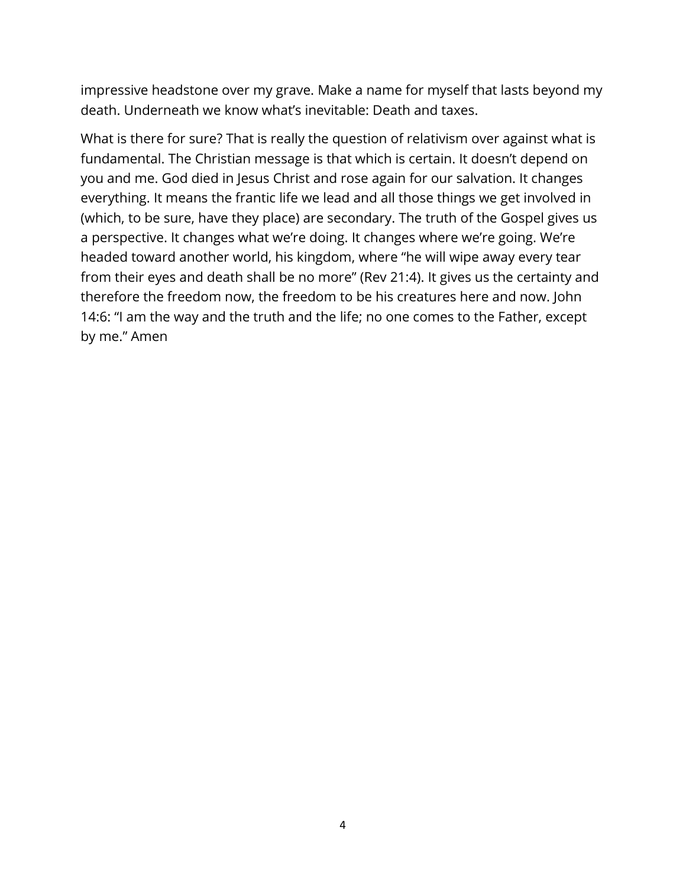impressive headstone over my grave. Make a name for myself that lasts beyond my death. Underneath we know what's inevitable: Death and taxes.

What is there for sure? That is really the question of relativism over against what is fundamental. The Christian message is that which is certain. It doesn't depend on you and me. God died in Jesus Christ and rose again for our salvation. It changes everything. It means the frantic life we lead and all those things we get involved in (which, to be sure, have they place) are secondary. The truth of the Gospel gives us a perspective. It changes what we're doing. It changes where we're going. We're headed toward another world, his kingdom, where "he will wipe away every tear from their eyes and death shall be no more" (Rev 21:4). It gives us the certainty and therefore the freedom now, the freedom to be his creatures here and now. John 14:6: "I am the way and the truth and the life; no one comes to the Father, except by me." Amen